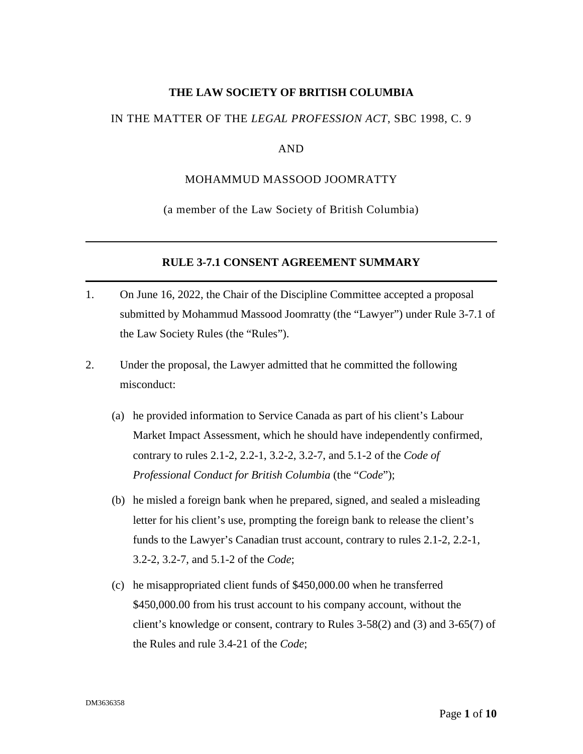**THE LAW SOCIETY OF BRITISH COLUMBIA**

IN THE MATTER OF THE *LEGAL PROFESSION ACT*, SBC 1998, C. 9

AND

MOHAMMUD MASSOOD JOOMRATTY

(a member of the Law Society of British Columbia)

---

## RULE 3-7.1 CONSENT AGREEMENT SUMMARY

---

1. On June 16, 2022, the Chair of the Discipline Committee accepted a proposal submitted by Mohammud Massood Joomratty (the "Lawyer") under Rule 3-7.1 of the Law Society Rules (the "Rules").

2. Under the proposal, the Lawyer admitted that he committed the following misconduct:

   (a) he provided information to Service Canada as part of his client's Labour Market Impact Assessment, which he should have independently confirmed, contrary to rules 2.1-2, 2.2-1, 3.2-2, 3.2-7, and 5.1-2 of the *Code of Professional Conduct for British Columbia* (the "*Code*");

   (b) he misled a foreign bank when he prepared, signed, and sealed a misleading letter for his client's use, prompting the foreign bank to release the client's funds to the Lawyer's Canadian trust account, contrary to rules 2.1-2, 2.2-1, 3.2-2, 3.2-7, and 5.1-2 of the *Code*;

   (c) he misappropriated client funds of $450,000.00 when he transferred $450,000.00 from his trust account to his company account, without the client's knowledge or consent, contrary to Rules 3-58(2) and (3) and 3-65(7) of the Rules and rule 3.4-21 of the *Code*;

DM3636358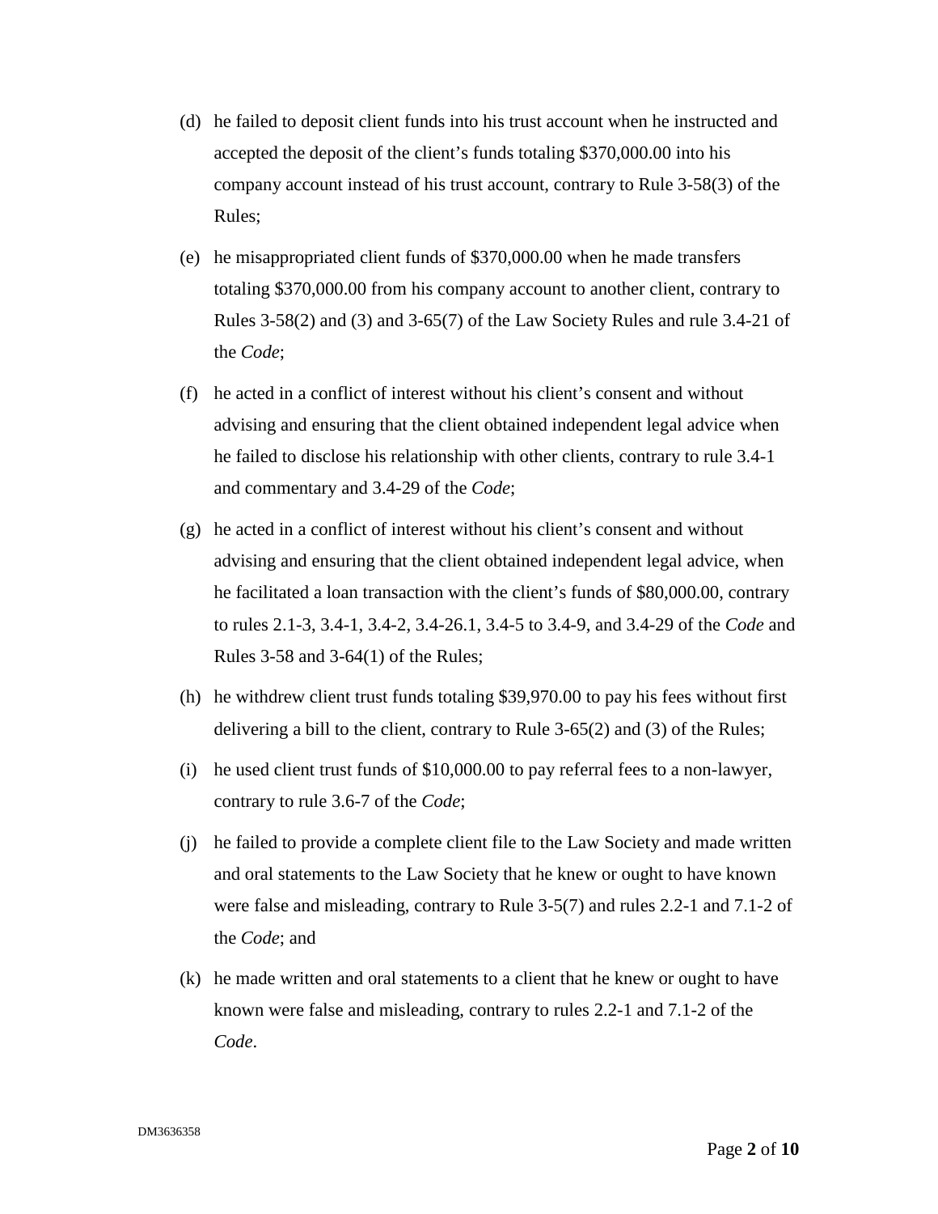(d) he failed to deposit client funds into his trust account when he instructed and accepted the deposit of the client's funds totaling $370,000.00 into his company account instead of his trust account, contrary to Rule 3-58(3) of the Rules;

(e) he misappropriated client funds of $370,000.00 when he made transfers totaling $370,000.00 from his company account to another client, contrary to Rules 3-58(2) and (3) and 3-65(7) of the Law Society Rules and rule 3.4-21 of the *Code*;

(f) he acted in a conflict of interest without his client's consent and without advising and ensuring that the client obtained independent legal advice when he failed to disclose his relationship with other clients, contrary to rule 3.4-1 and commentary and 3.4-29 of the *Code*;

(g) he acted in a conflict of interest without his client's consent and without advising and ensuring that the client obtained independent legal advice, when he facilitated a loan transaction with the client's funds of $80,000.00, contrary to rules 2.1-3, 3.4-1, 3.4-2, 3.4-26.1, 3.4-5 to 3.4-9, and 3.4-29 of the *Code* and Rules 3-58 and 3-64(1) of the Rules;

(h) he withdrew client trust funds totaling $39,970.00 to pay his fees without first delivering a bill to the client, contrary to Rule 3-65(2) and (3) of the Rules;

(i) he used client trust funds of $10,000.00 to pay referral fees to a non-lawyer, contrary to rule 3.6-7 of the *Code*;

(j) he failed to provide a complete client file to the Law Society and made written and oral statements to the Law Society that he knew or ought to have known were false and misleading, contrary to Rule 3-5(7) and rules 2.2-1 and 7.1-2 of the *Code*; and

(k) he made written and oral statements to a client that he knew or ought to have known were false and misleading, contrary to rules 2.2-1 and 7.1-2 of the *Code*.

DM3636358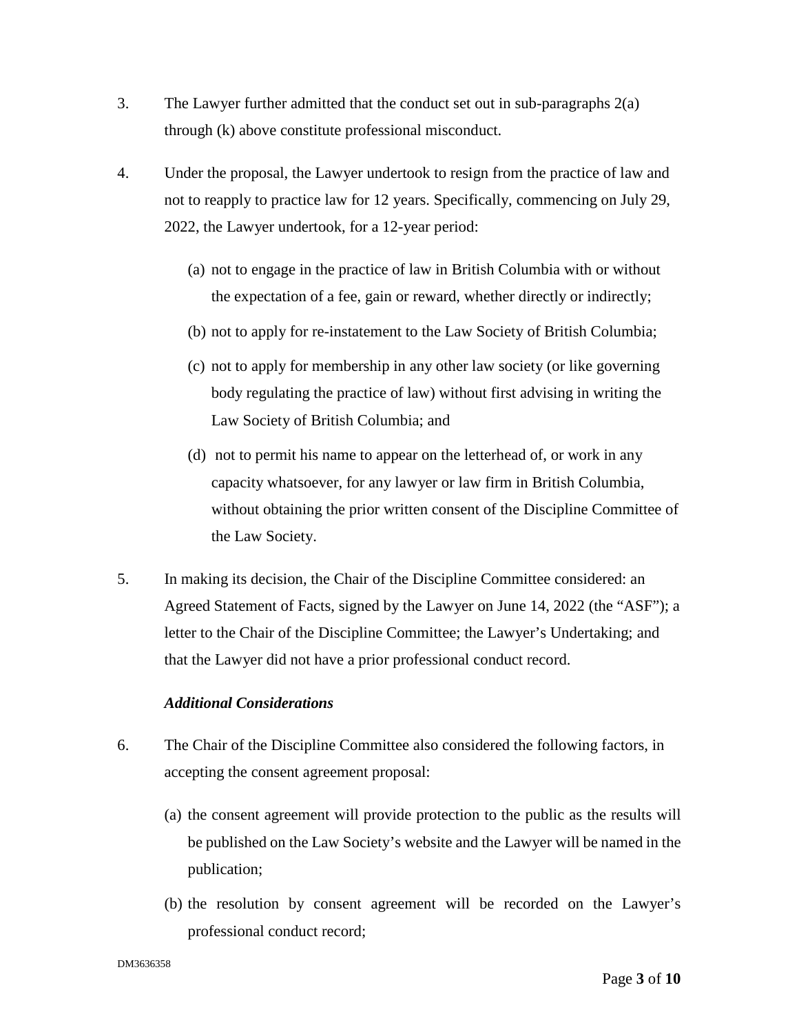3. The Lawyer further admitted that the conduct set out in sub-paragraphs 2(a) through (k) above constitute professional misconduct.

4. Under the proposal, the Lawyer undertook to resign from the practice of law and not to reapply to practice law for 12 years. Specifically, commencing on July 29, 2022, the Lawyer undertook, for a 12-year period:

   (a) not to engage in the practice of law in British Columbia with or without the expectation of a fee, gain or reward, whether directly or indirectly;

   (b) not to apply for re-instatement to the Law Society of British Columbia;

   (c) not to apply for membership in any other law society (or like governing body regulating the practice of law) without first advising in writing the Law Society of British Columbia; and

   (d) not to permit his name to appear on the letterhead of, or work in any capacity whatsoever, for any lawyer or law firm in British Columbia, without obtaining the prior written consent of the Discipline Committee of the Law Society.

5. In making its decision, the Chair of the Discipline Committee considered: an Agreed Statement of Facts, signed by the Lawyer on June 14, 2022 (the "ASF"); a letter to the Chair of the Discipline Committee; the Lawyer's Undertaking; and that the Lawyer did not have a prior professional conduct record.

### *Additional Considerations*

6. The Chair of the Discipline Committee also considered the following factors, in accepting the consent agreement proposal:

   (a) the consent agreement will provide protection to the public as the results will be published on the Law Society's website and the Lawyer will be named in the publication;

   (b) the resolution by consent agreement will be recorded on the Lawyer's professional conduct record;

DM3636358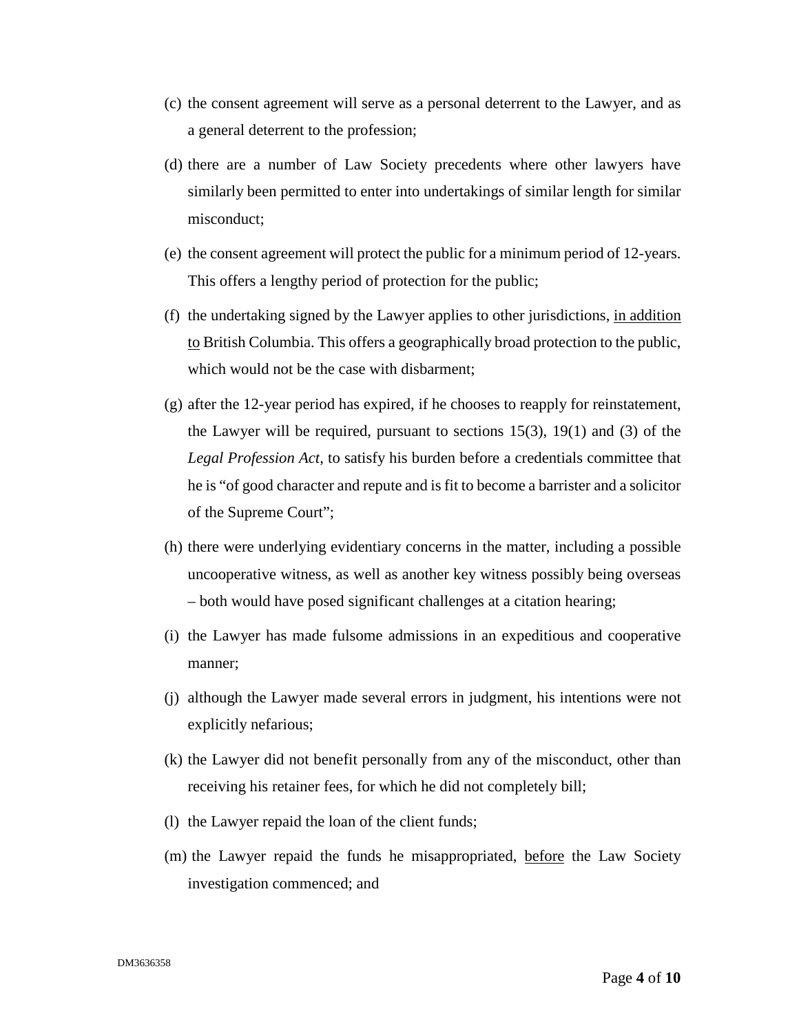(c) the consent agreement will serve as a personal deterrent to the Lawyer, and as a general deterrent to the profession;

(d) there are a number of Law Society precedents where other lawyers have similarly been permitted to enter into undertakings of similar length for similar misconduct;

(e) the consent agreement will protect the public for a minimum period of 12-years. This offers a lengthy period of protection for the public;

(f) the undertaking signed by the Lawyer applies to other jurisdictions, <u>in addition to</u> British Columbia. This offers a geographically broad protection to the public, which would not be the case with disbarment;

(g) after the 12-year period has expired, if he chooses to reapply for reinstatement, the Lawyer will be required, pursuant to sections 15(3), 19(1) and (3) of the *Legal Profession Act*, to satisfy his burden before a credentials committee that he is "of good character and repute and is fit to become a barrister and a solicitor of the Supreme Court";

(h) there were underlying evidentiary concerns in the matter, including a possible uncooperative witness, as well as another key witness possibly being overseas – both would have posed significant challenges at a citation hearing;

(i) the Lawyer has made fulsome admissions in an expeditious and cooperative manner;

(j) although the Lawyer made several errors in judgment, his intentions were not explicitly nefarious;

(k) the Lawyer did not benefit personally from any of the misconduct, other than receiving his retainer fees, for which he did not completely bill;

(l) the Lawyer repaid the loan of the client funds;

(m) the Lawyer repaid the funds he misappropriated, <u>before</u> the Law Society investigation commenced; and

DM3636358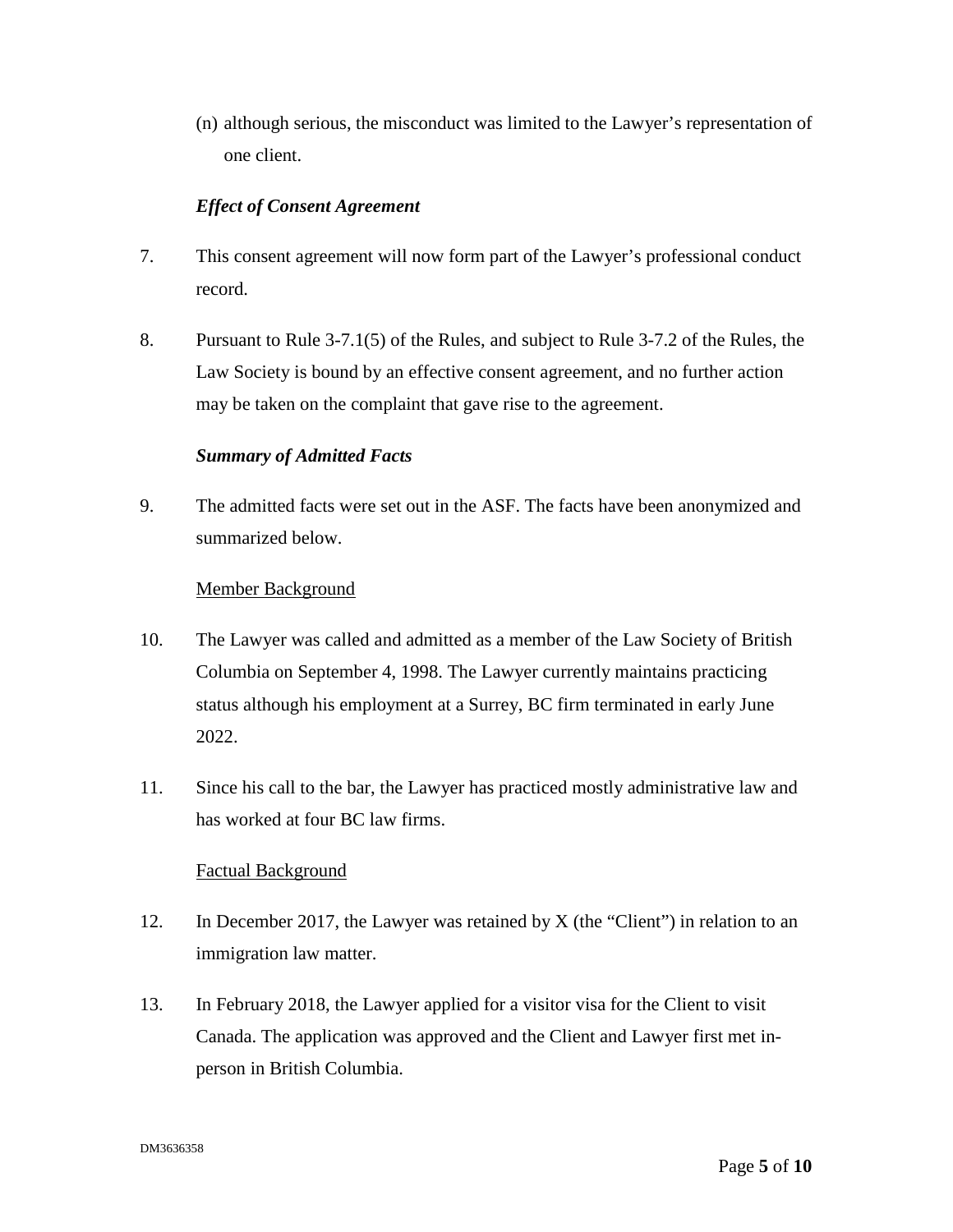(n) although serious, the misconduct was limited to the Lawyer's representation of one client.

### *Effect of Consent Agreement*

7. This consent agreement will now form part of the Lawyer's professional conduct record.

8. Pursuant to Rule 3-7.1(5) of the Rules, and subject to Rule 3-7.2 of the Rules, the Law Society is bound by an effective consent agreement, and no further action may be taken on the complaint that gave rise to the agreement.

### *Summary of Admitted Facts*

9. The admitted facts were set out in the ASF. The facts have been anonymized and summarized below.

<u>Member Background</u>

10. The Lawyer was called and admitted as a member of the Law Society of British Columbia on September 4, 1998. The Lawyer currently maintains practicing status although his employment at a Surrey, BC firm terminated in early June 2022.

11. Since his call to the bar, the Lawyer has practiced mostly administrative law and has worked at four BC law firms.

<u>Factual Background</u>

12. In December 2017, the Lawyer was retained by X (the "Client") in relation to an immigration law matter.

13. In February 2018, the Lawyer applied for a visitor visa for the Client to visit Canada. The application was approved and the Client and Lawyer first met in-person in British Columbia.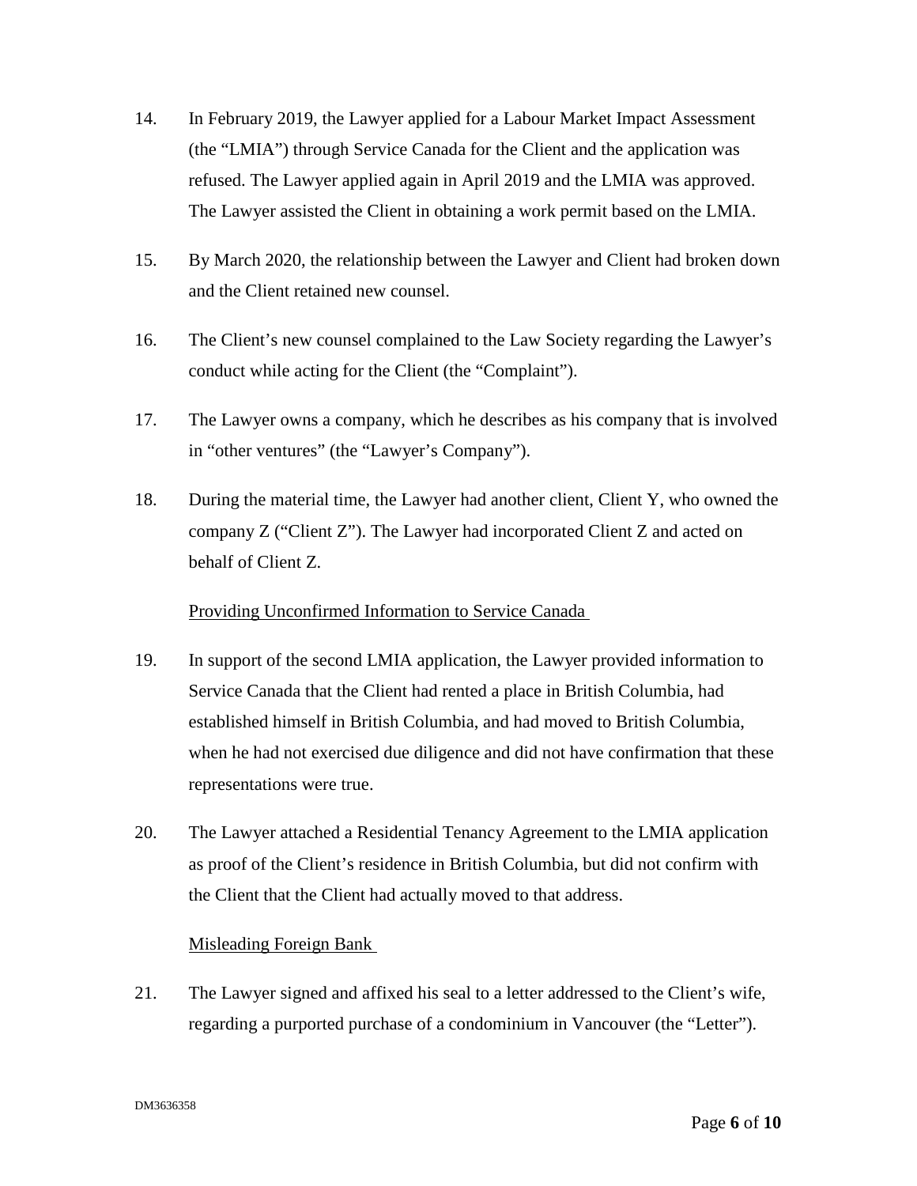14. In February 2019, the Lawyer applied for a Labour Market Impact Assessment (the "LMIA") through Service Canada for the Client and the application was refused. The Lawyer applied again in April 2019 and the LMIA was approved. The Lawyer assisted the Client in obtaining a work permit based on the LMIA.

15. By March 2020, the relationship between the Lawyer and Client had broken down and the Client retained new counsel.

16. The Client's new counsel complained to the Law Society regarding the Lawyer's conduct while acting for the Client (the "Complaint").

17. The Lawyer owns a company, which he describes as his company that is involved in "other ventures" (the "Lawyer's Company").

18. During the material time, the Lawyer had another client, Client Y, who owned the company Z ("Client Z"). The Lawyer had incorporated Client Z and acted on behalf of Client Z.

<u>Providing Unconfirmed Information to Service Canada</u>

19. In support of the second LMIA application, the Lawyer provided information to Service Canada that the Client had rented a place in British Columbia, had established himself in British Columbia, and had moved to British Columbia, when he had not exercised due diligence and did not have confirmation that these representations were true.

20. The Lawyer attached a Residential Tenancy Agreement to the LMIA application as proof of the Client's residence in British Columbia, but did not confirm with the Client that the Client had actually moved to that address.

<u>Misleading Foreign Bank</u>

21. The Lawyer signed and affixed his seal to a letter addressed to the Client's wife, regarding a purported purchase of a condominium in Vancouver (the "Letter").

DM3636358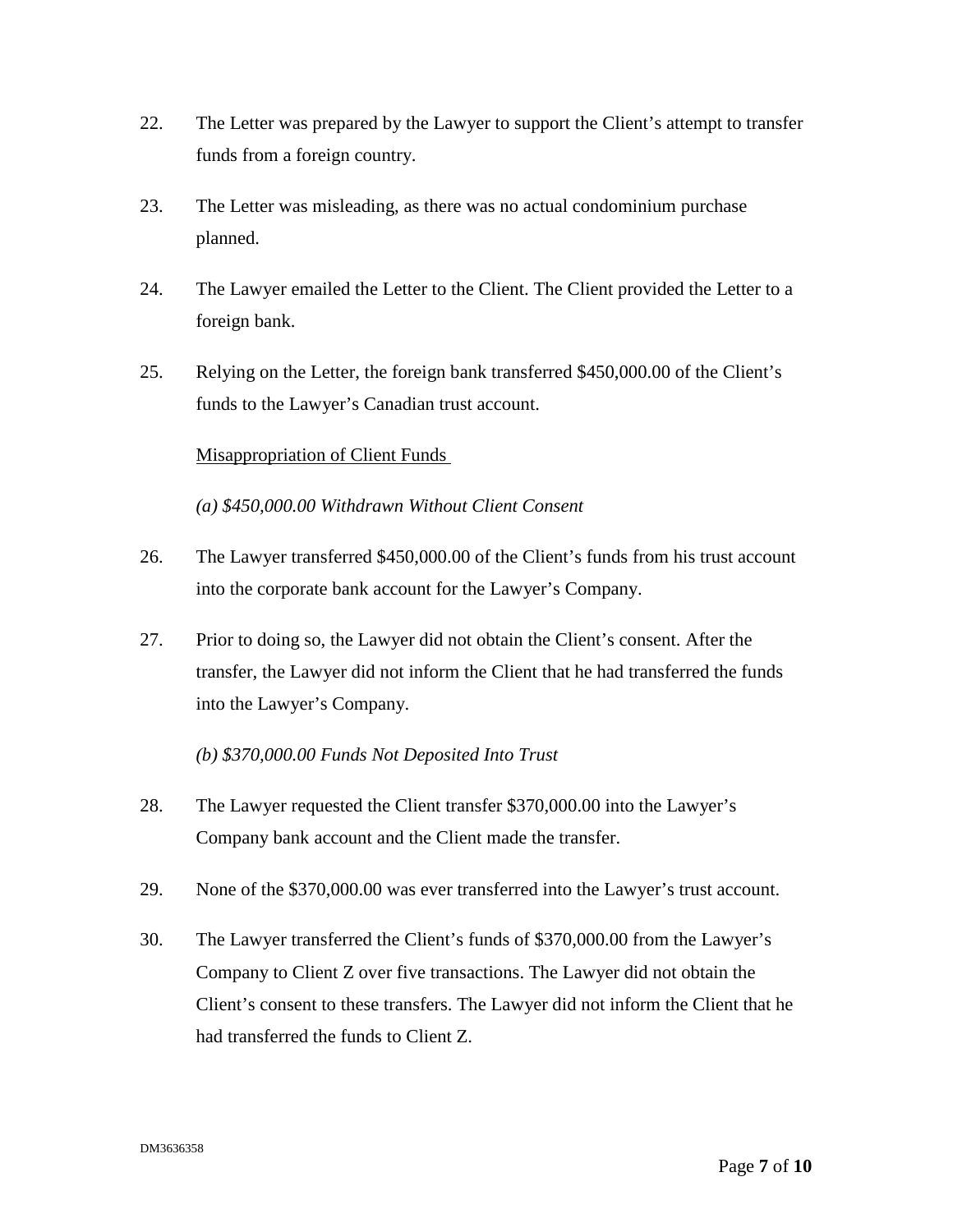22. The Letter was prepared by the Lawyer to support the Client's attempt to transfer funds from a foreign country.

23. The Letter was misleading, as there was no actual condominium purchase planned.

24. The Lawyer emailed the Letter to the Client. The Client provided the Letter to a foreign bank.

25. Relying on the Letter, the foreign bank transferred $450,000.00 of the Client's funds to the Lawyer's Canadian trust account.

<u>Misappropriation of Client Funds</u>

*(a) $450,000.00 Withdrawn Without Client Consent*

26. The Lawyer transferred $450,000.00 of the Client's funds from his trust account into the corporate bank account for the Lawyer's Company.

27. Prior to doing so, the Lawyer did not obtain the Client's consent. After the transfer, the Lawyer did not inform the Client that he had transferred the funds into the Lawyer's Company.

*(b) $370,000.00 Funds Not Deposited Into Trust*

28. The Lawyer requested the Client transfer $370,000.00 into the Lawyer's Company bank account and the Client made the transfer.

29. None of the $370,000.00 was ever transferred into the Lawyer's trust account.

30. The Lawyer transferred the Client's funds of $370,000.00 from the Lawyer's Company to Client Z over five transactions. The Lawyer did not obtain the Client's consent to these transfers. The Lawyer did not inform the Client that he had transferred the funds to Client Z.

DM3636358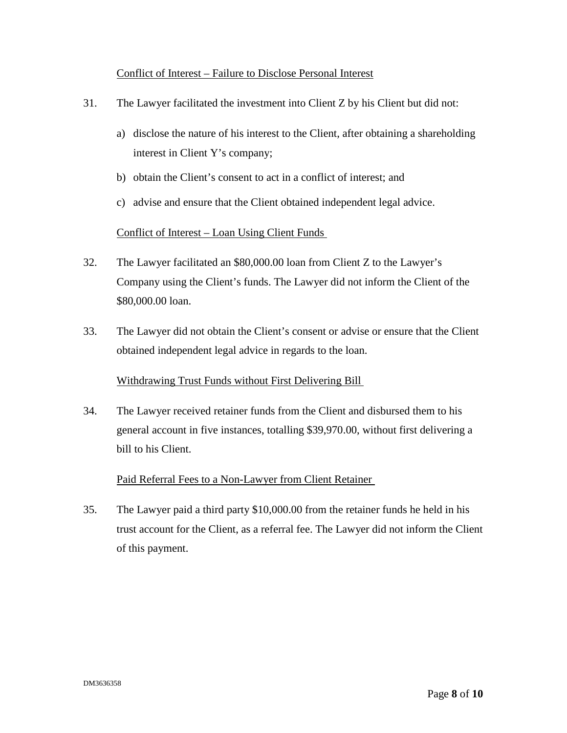Conflict of Interest – Failure to Disclose Personal Interest

31. The Lawyer facilitated the investment into Client Z by his Client but did not:

a) disclose the nature of his interest to the Client, after obtaining a shareholding interest in Client Y's company;

b) obtain the Client's consent to act in a conflict of interest; and

c) advise and ensure that the Client obtained independent legal advice.

Conflict of Interest – Loan Using Client Funds

32. The Lawyer facilitated an $80,000.00 loan from Client Z to the Lawyer's Company using the Client's funds. The Lawyer did not inform the Client of the $80,000.00 loan.

33. The Lawyer did not obtain the Client's consent or advise or ensure that the Client obtained independent legal advice in regards to the loan.

Withdrawing Trust Funds without First Delivering Bill

34. The Lawyer received retainer funds from the Client and disbursed them to his general account in five instances, totalling $39,970.00, without first delivering a bill to his Client.

Paid Referral Fees to a Non-Lawyer from Client Retainer

35. The Lawyer paid a third party $10,000.00 from the retainer funds he held in his trust account for the Client, as a referral fee. The Lawyer did not inform the Client of this payment.

DM3636358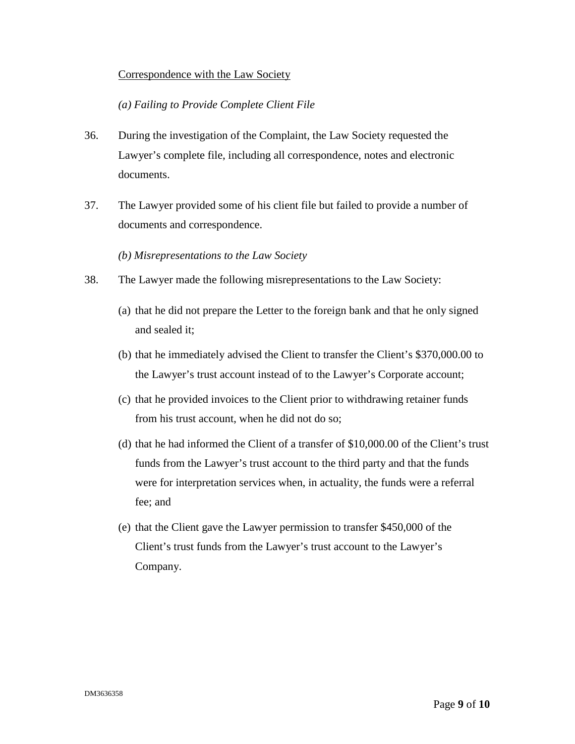Correspondence with the Law Society

*(a) Failing to Provide Complete Client File*

36. During the investigation of the Complaint, the Law Society requested the Lawyer's complete file, including all correspondence, notes and electronic documents.

37. The Lawyer provided some of his client file but failed to provide a number of documents and correspondence.

*(b) Misrepresentations to the Law Society*

38. The Lawyer made the following misrepresentations to the Law Society:

   (a) that he did not prepare the Letter to the foreign bank and that he only signed and sealed it;

   (b) that he immediately advised the Client to transfer the Client's $370,000.00 to the Lawyer's trust account instead of to the Lawyer's Corporate account;

   (c) that he provided invoices to the Client prior to withdrawing retainer funds from his trust account, when he did not do so;

   (d) that he had informed the Client of a transfer of $10,000.00 of the Client's trust funds from the Lawyer's trust account to the third party and that the funds were for interpretation services when, in actuality, the funds were a referral fee; and

   (e) that the Client gave the Lawyer permission to transfer $450,000 of the Client's trust funds from the Lawyer's trust account to the Lawyer's Company.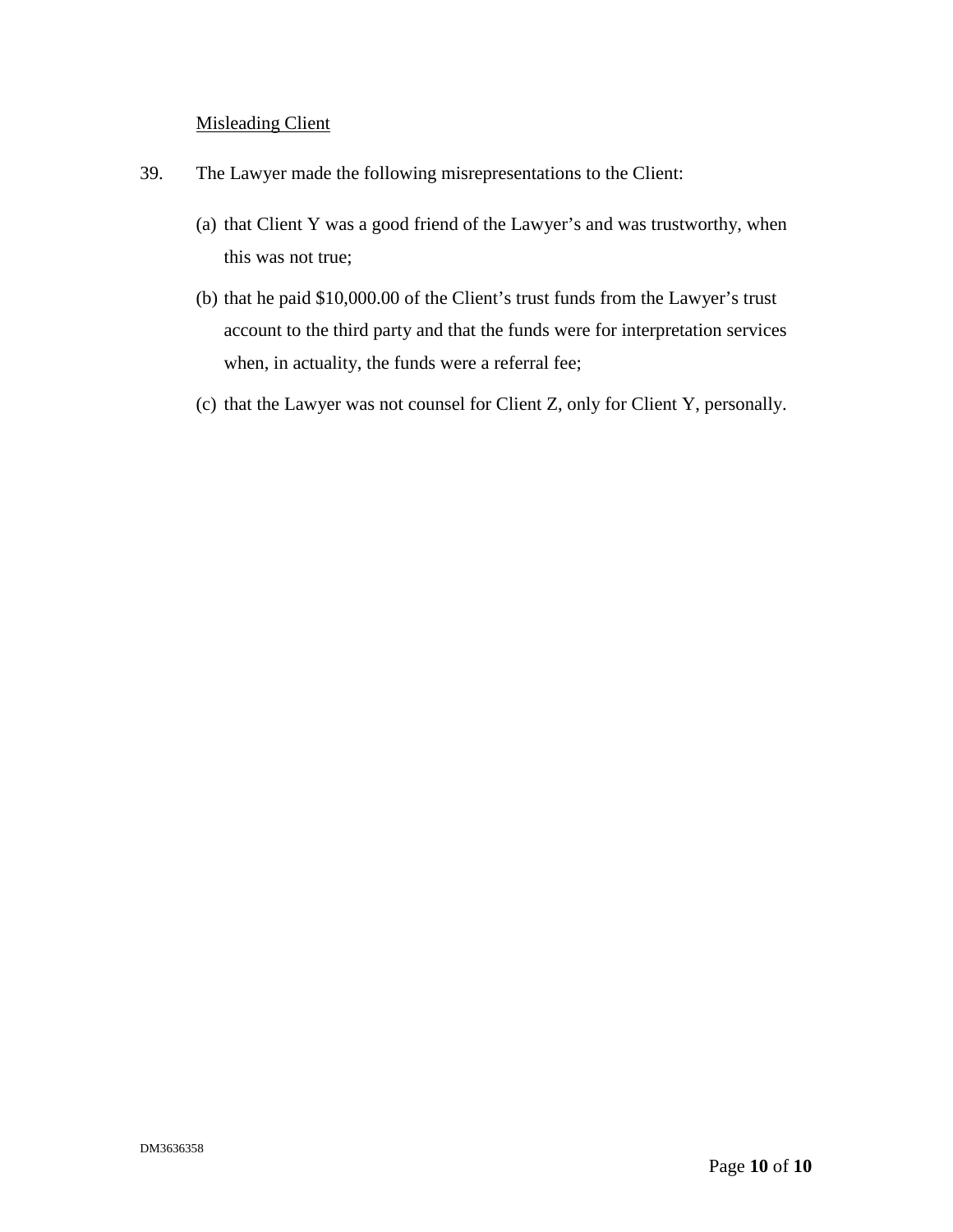Misleading Client

39. The Lawyer made the following misrepresentations to the Client:

   (a) that Client Y was a good friend of the Lawyer's and was trustworthy, when this was not true;

   (b) that he paid $10,000.00 of the Client's trust funds from the Lawyer's trust account to the third party and that the funds were for interpretation services when, in actuality, the funds were a referral fee;

   (c) that the Lawyer was not counsel for Client Z, only for Client Y, personally.

DM3636358